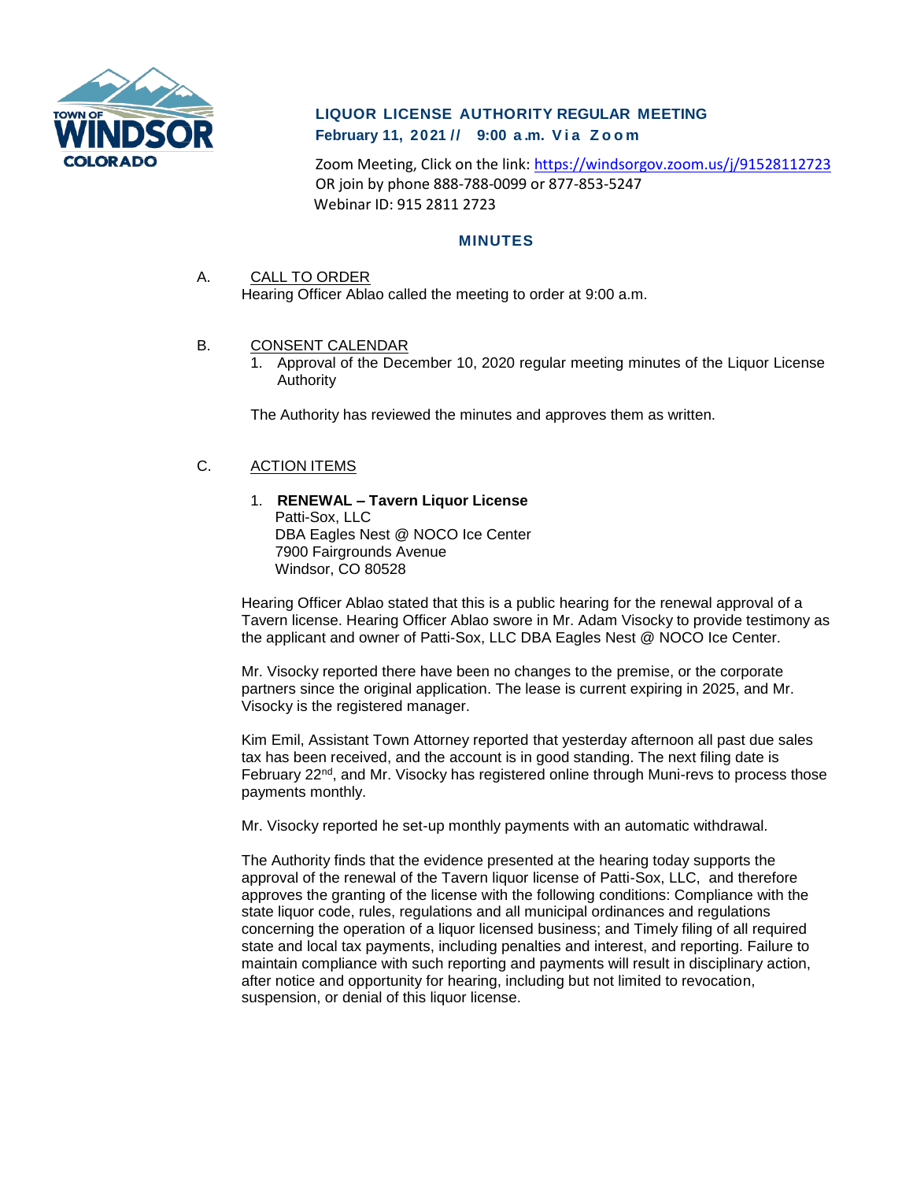**TOWN OF WINDSOR COLORADO**

## LIQUOR LICENSE AUTHORITY REGULAR MEETING
**February 11, 2021 // 9:00 a.m. Via Zoom**

Zoom Meeting, Click on the link: https://windsorgov.zoom.us/j/91528112723
OR join by phone 888-788-0099 or 877-853-5247
Webinar ID: 915 2811 2723

### MINUTES

A. CALL TO ORDER

Hearing Officer Ablao called the meeting to order at 9:00 a.m.

B. CONSENT CALENDAR

1. Approval of the December 10, 2020 regular meeting minutes of the Liquor License Authority

The Authority has reviewed the minutes and approves them as written.

C. ACTION ITEMS

1. **RENEWAL – Tavern Liquor License**
   Patti-Sox, LLC
   DBA Eagles Nest @ NOCO Ice Center
   7900 Fairgrounds Avenue
   Windsor, CO 80528

Hearing Officer Ablao stated that this is a public hearing for the renewal approval of a Tavern license. Hearing Officer Ablao swore in Mr. Adam Visocky to provide testimony as the applicant and owner of Patti-Sox, LLC DBA Eagles Nest @ NOCO Ice Center.

Mr. Visocky reported there have been no changes to the premise, or the corporate partners since the original application. The lease is current expiring in 2025, and Mr. Visocky is the registered manager.

Kim Emil, Assistant Town Attorney reported that yesterday afternoon all past due sales tax has been received, and the account is in good standing. The next filing date is February 22nd, and Mr. Visocky has registered online through Muni-revs to process those payments monthly.

Mr. Visocky reported he set-up monthly payments with an automatic withdrawal.

The Authority finds that the evidence presented at the hearing today supports the approval of the renewal of the Tavern liquor license of Patti-Sox, LLC, and therefore approves the granting of the license with the following conditions: Compliance with the state liquor code, rules, regulations and all municipal ordinances and regulations concerning the operation of a liquor licensed business; and Timely filing of all required state and local tax payments, including penalties and interest, and reporting. Failure to maintain compliance with such reporting and payments will result in disciplinary action, after notice and opportunity for hearing, including but not limited to revocation, suspension, or denial of this liquor license.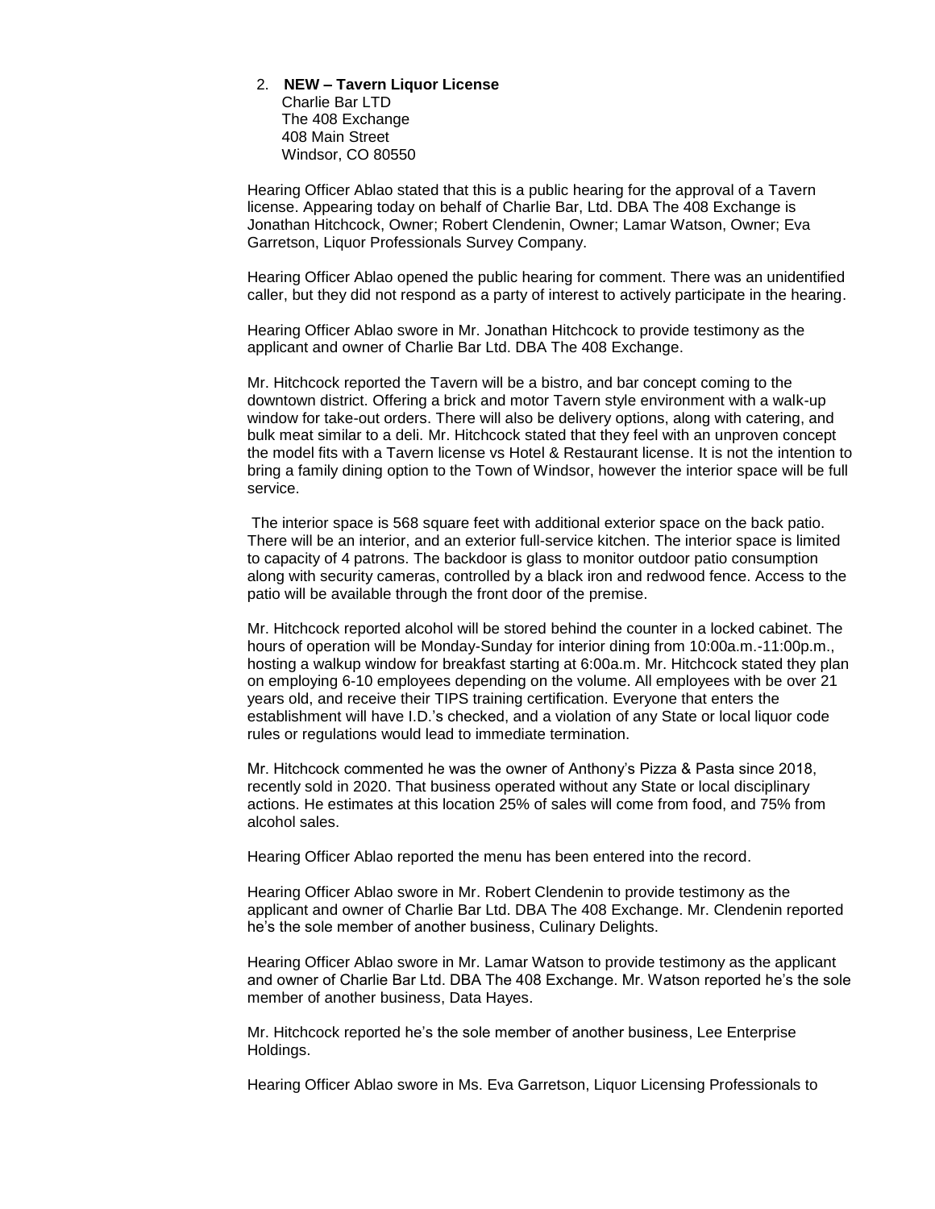2. **NEW – Tavern Liquor License**
   Charlie Bar LTD
   The 408 Exchange
   408 Main Street
   Windsor, CO 80550

Hearing Officer Ablao stated that this is a public hearing for the approval of a Tavern license. Appearing today on behalf of Charlie Bar, Ltd. DBA The 408 Exchange is Jonathan Hitchcock, Owner; Robert Clendenin, Owner; Lamar Watson, Owner; Eva Garretson, Liquor Professionals Survey Company.

Hearing Officer Ablao opened the public hearing for comment. There was an unidentified caller, but they did not respond as a party of interest to actively participate in the hearing.

Hearing Officer Ablao swore in Mr. Jonathan Hitchcock to provide testimony as the applicant and owner of Charlie Bar Ltd. DBA The 408 Exchange.

Mr. Hitchcock reported the Tavern will be a bistro, and bar concept coming to the downtown district. Offering a brick and motor Tavern style environment with a walk-up window for take-out orders. There will also be delivery options, along with catering, and bulk meat similar to a deli. Mr. Hitchcock stated that they feel with an unproven concept the model fits with a Tavern license vs Hotel & Restaurant license. It is not the intention to bring a family dining option to the Town of Windsor, however the interior space will be full service.

The interior space is 568 square feet with additional exterior space on the back patio. There will be an interior, and an exterior full-service kitchen. The interior space is limited to capacity of 4 patrons. The backdoor is glass to monitor outdoor patio consumption along with security cameras, controlled by a black iron and redwood fence. Access to the patio will be available through the front door of the premise.

Mr. Hitchcock reported alcohol will be stored behind the counter in a locked cabinet. The hours of operation will be Monday-Sunday for interior dining from 10:00a.m.-11:00p.m., hosting a walkup window for breakfast starting at 6:00a.m. Mr. Hitchcock stated they plan on employing 6-10 employees depending on the volume. All employees with be over 21 years old, and receive their TIPS training certification. Everyone that enters the establishment will have I.D.'s checked, and a violation of any State or local liquor code rules or regulations would lead to immediate termination.

Mr. Hitchcock commented he was the owner of Anthony's Pizza & Pasta since 2018, recently sold in 2020. That business operated without any State or local disciplinary actions. He estimates at this location 25% of sales will come from food, and 75% from alcohol sales.

Hearing Officer Ablao reported the menu has been entered into the record.

Hearing Officer Ablao swore in Mr. Robert Clendenin to provide testimony as the applicant and owner of Charlie Bar Ltd. DBA The 408 Exchange. Mr. Clendenin reported he's the sole member of another business, Culinary Delights.

Hearing Officer Ablao swore in Mr. Lamar Watson to provide testimony as the applicant and owner of Charlie Bar Ltd. DBA The 408 Exchange. Mr. Watson reported he's the sole member of another business, Data Hayes.

Mr. Hitchcock reported he's the sole member of another business, Lee Enterprise Holdings.

Hearing Officer Ablao swore in Ms. Eva Garretson, Liquor Licensing Professionals to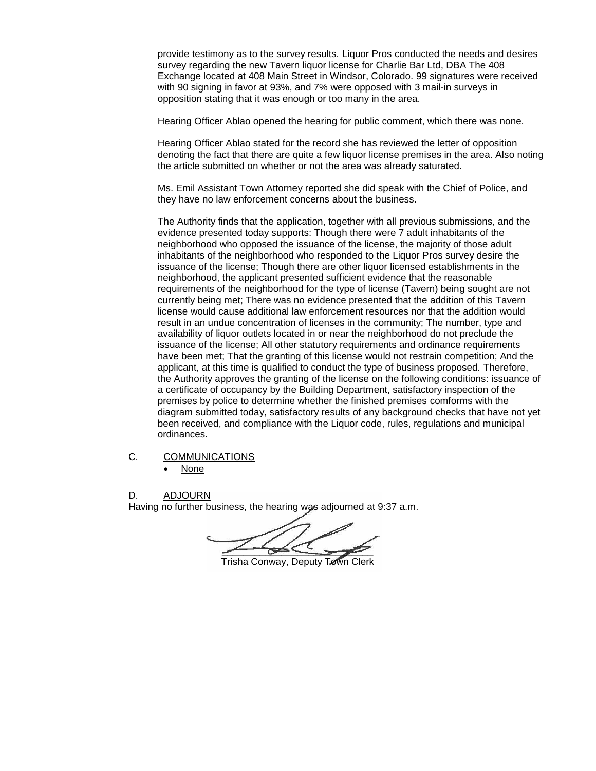provide testimony as to the survey results. Liquor Pros conducted the needs and desires survey regarding the new Tavern liquor license for Charlie Bar Ltd, DBA The 408 Exchange located at 408 Main Street in Windsor, Colorado. 99 signatures were received with 90 signing in favor at 93%, and 7% were opposed with 3 mail-in surveys in opposition stating that it was enough or too many in the area.

Hearing Officer Ablao opened the hearing for public comment, which there was none.

Hearing Officer Ablao stated for the record she has reviewed the letter of opposition denoting the fact that there are quite a few liquor license premises in the area. Also noting the article submitted on whether or not the area was already saturated.

Ms. Emil Assistant Town Attorney reported she did speak with the Chief of Police, and they have no law enforcement concerns about the business.

The Authority finds that the application, together with all previous submissions, and the evidence presented today supports: Though there were 7 adult inhabitants of the neighborhood who opposed the issuance of the license, the majority of those adult inhabitants of the neighborhood who responded to the Liquor Pros survey desire the issuance of the license; Though there are other liquor licensed establishments in the neighborhood, the applicant presented sufficient evidence that the reasonable requirements of the neighborhood for the type of license (Tavern) being sought are not currently being met; There was no evidence presented that the addition of this Tavern license would cause additional law enforcement resources nor that the addition would result in an undue concentration of licenses in the community; The number, type and availability of liquor outlets located in or near the neighborhood do not preclude the issuance of the license; All other statutory requirements and ordinance requirements have been met; That the granting of this license would not restrain competition; And the applicant, at this time is qualified to conduct the type of business proposed. Therefore, the Authority approves the granting of the license on the following conditions: issuance of a certificate of occupancy by the Building Department, satisfactory inspection of the premises by police to determine whether the finished premises comforms with the diagram submitted today, satisfactory results of any background checks that have not yet been received, and compliance with the Liquor code, rules, regulations and municipal ordinances.

C. COMMUNICATIONS

- None

D. ADJOURN

Having no further business, the hearing was adjourned at 9:37 a.m.

Trisha Conway, Deputy Town Clerk